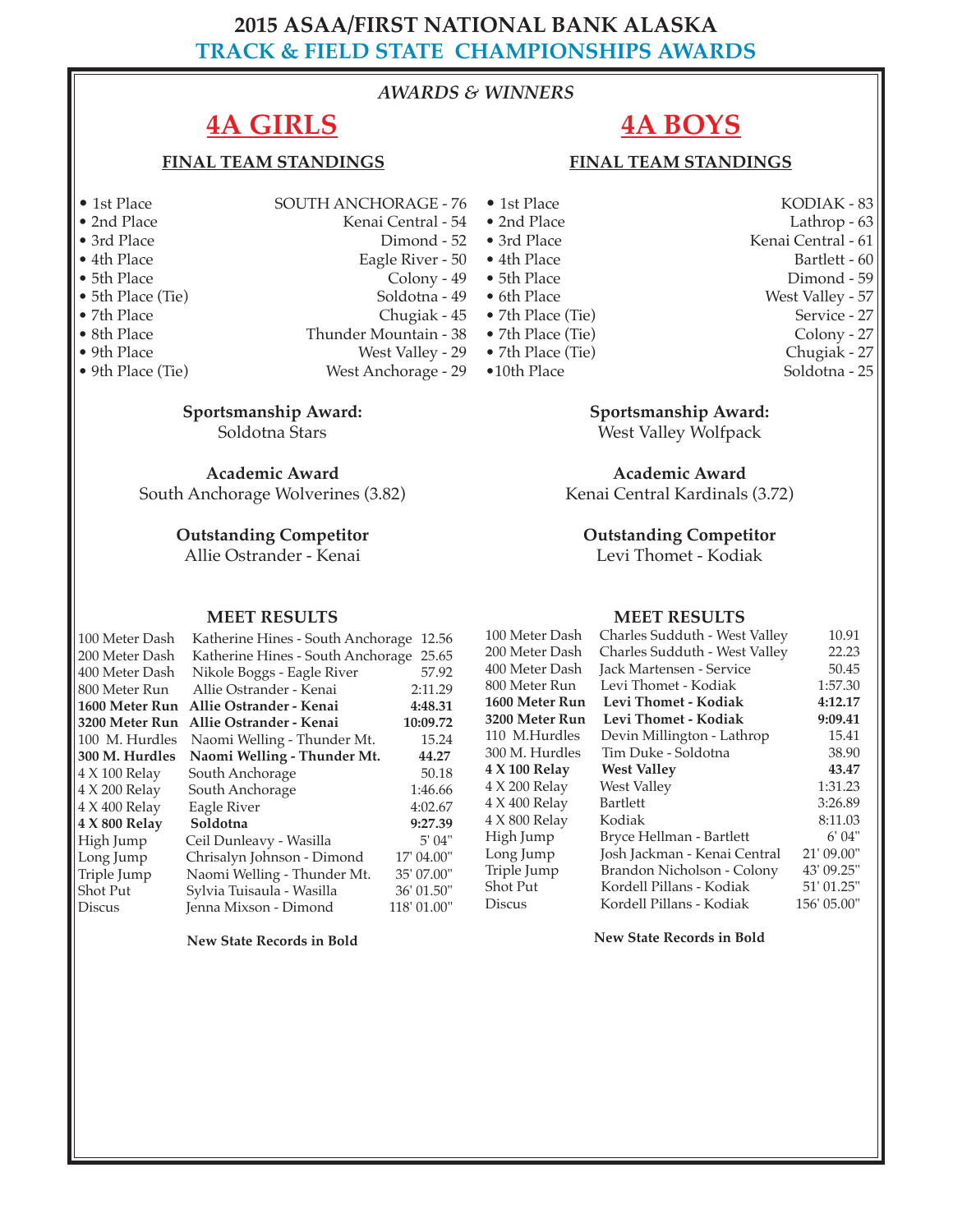# 2015 ASAA/FIRST NATIONAL BANK ALASKA
## TRACK & FIELD STATE CHAMPIONSHIPS AWARDS

*AWARDS & WINNERS*

## 4A GIRLS

### FINAL TEAM STANDINGS

| Place | Team |
|---|---|
| • 1st Place | SOUTH ANCHORAGE - 76 |
| • 2nd Place | Kenai Central - 54 |
| • 3rd Place | Dimond - 52 |
| • 4th Place | Eagle River - 50 |
| • 5th Place | Colony - 49 |
| • 5th Place (Tie) | Soldotna - 49 |
| • 7th Place | Chugiak - 45 |
| • 8th Place | Thunder Mountain - 38 |
| • 9th Place | West Valley - 29 |
| • 9th Place (Tie) | West Anchorage - 29 |

**Sportsmanship Award:**
Soldotna Stars

**Academic Award**
South Anchorage Wolverines (3.82)

**Outstanding Competitor**
Allie Ostrander - Kenai

### MEET RESULTS

| Event | Winner | Mark |
|---|---|---|
| 100 Meter Dash | Katherine Hines - South Anchorage | 12.56 |
| 200 Meter Dash | Katherine Hines - South Anchorage | 25.65 |
| 400 Meter Dash | Nikole Boggs - Eagle River | 57.92 |
| 800 Meter Run | Allie Ostrander - Kenai | 2:11.29 |
| **1600 Meter Run** | **Allie Ostrander - Kenai** | **4:48.31** |
| **3200 Meter Run** | **Allie Ostrander - Kenai** | **10:09.72** |
| 100 M. Hurdles | Naomi Welling - Thunder Mt. | 15.24 |
| **300 M. Hurdles** | **Naomi Welling - Thunder Mt.** | **44.27** |
| 4 X 100 Relay | South Anchorage | 50.18 |
| 4 X 200 Relay | South Anchorage | 1:46.66 |
| 4 X 400 Relay | Eagle River | 4:02.67 |
| **4 X 800 Relay** | **Soldotna** | **9:27.39** |
| High Jump | Ceil Dunleavy - Wasilla | 5' 04" |
| Long Jump | Chrisalyn Johnson - Dimond | 17' 04.00" |
| Triple Jump | Naomi Welling - Thunder Mt. | 35' 07.00" |
| Shot Put | Sylvia Tuisaula - Wasilla | 36' 01.50" |
| Discus | Jenna Mixson - Dimond | 118' 01.00" |

**New State Records in Bold**

## 4A BOYS

### FINAL TEAM STANDINGS

| Place | Team |
|---|---|
| • 1st Place | KODIAK - 83 |
| • 2nd Place | Lathrop - 63 |
| • 3rd Place | Kenai Central - 61 |
| • 4th Place | Bartlett - 60 |
| • 5th Place | Dimond - 59 |
| • 6th Place | West Valley - 57 |
| • 7th Place (Tie) | Service - 27 |
| • 7th Place (Tie) | Colony - 27 |
| • 7th Place (Tie) | Chugiak - 27 |
| • 10th Place | Soldotna - 25 |

**Sportsmanship Award:**
West Valley Wolfpack

**Academic Award**
Kenai Central Kardinals (3.72)

**Outstanding Competitor**
Levi Thomet - Kodiak

### MEET RESULTS

| Event | Winner | Mark |
|---|---|---|
| 100 Meter Dash | Charles Sudduth - West Valley | 10.91 |
| 200 Meter Dash | Charles Sudduth - West Valley | 22.23 |
| 400 Meter Dash | Jack Martensen - Service | 50.45 |
| 800 Meter Run | Levi Thomet - Kodiak | 1:57.30 |
| **1600 Meter Run** | **Levi Thomet - Kodiak** | **4:12.17** |
| **3200 Meter Run** | **Levi Thomet - Kodiak** | **9:09.41** |
| 110 M.Hurdles | Devin Millington - Lathrop | 15.41 |
| 300 M. Hurdles | Tim Duke - Soldotna | 38.90 |
| **4 X 100 Relay** | **West Valley** | **43.47** |
| 4 X 200 Relay | West Valley | 1:31.23 |
| 4 X 400 Relay | Bartlett | 3:26.89 |
| 4 X 800 Relay | Kodiak | 8:11.03 |
| High Jump | Bryce Hellman - Bartlett | 6' 04" |
| Long Jump | Josh Jackman - Kenai Central | 21' 09.00" |
| Triple Jump | Brandon Nicholson - Colony | 43' 09.25" |
| Shot Put | Kordell Pillans - Kodiak | 51' 01.25" |
| Discus | Kordell Pillans - Kodiak | 156' 05.00" |

**New State Records in Bold**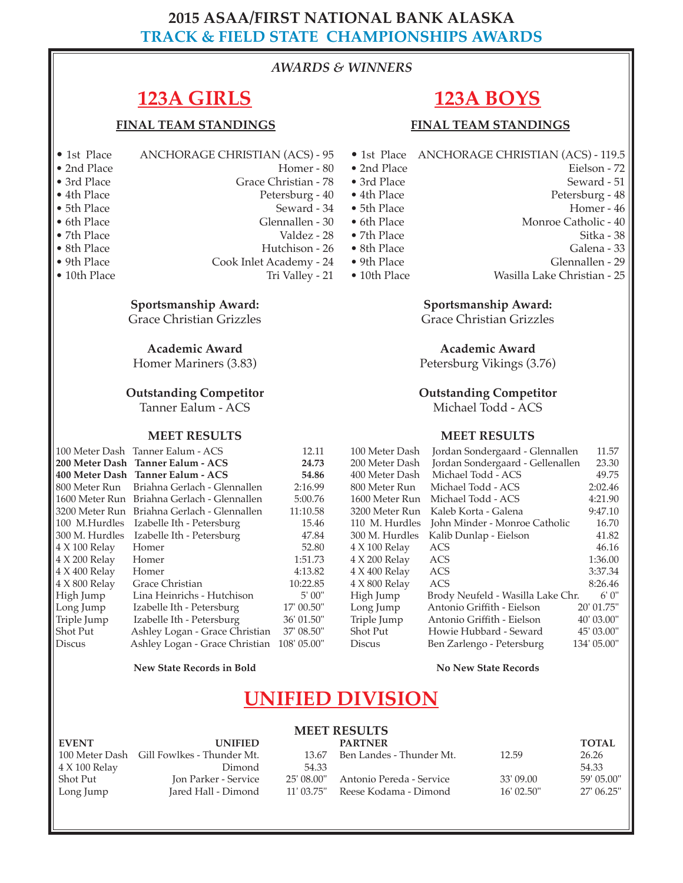# 2015 ASAA/FIRST NATIONAL BANK ALASKA
## TRACK & FIELD STATE CHAMPIONSHIPS AWARDS

*AWARDS & WINNERS*

## 123A GIRLS

### FINAL TEAM STANDINGS

- 1st Place ANCHORAGE CHRISTIAN (ACS) - 95
- 2nd Place Homer - 80
- 3rd Place Grace Christian - 78
- 4th Place Petersburg - 40
- 5th Place Seward - 34
- 6th Place Glennallen - 30
- 7th Place Valdez - 28
- 8th Place Hutchison - 26
- 9th Place Cook Inlet Academy - 24
- 10th Place Tri Valley - 21

**Sportsmanship Award:**
Grace Christian Grizzles

**Academic Award**
Homer Mariners (3.83)

**Outstanding Competitor**
Tanner Ealum - ACS

### MEET RESULTS

| | | |
|---|---|---|
| 100 Meter Dash | Tanner Ealum - ACS | 12.11 |
| **200 Meter Dash** | **Tanner Ealum - ACS** | **24.73** |
| **400 Meter Dash** | **Tanner Ealum - ACS** | **54.86** |
| 800 Meter Run | Briahna Gerlach - Glennallen | 2:16.99 |
| 1600 Meter Run | Briahna Gerlach - Glennallen | 5:00.76 |
| 3200 Meter Run | Briahna Gerlach - Glennallen | 11:10.58 |
| 100 M.Hurdles | Izabelle Ith - Petersburg | 15.46 |
| 300 M. Hurdles | Izabelle Ith - Petersburg | 47.84 |
| 4 X 100 Relay | Homer | 52.80 |
| 4 X 200 Relay | Homer | 1:51.73 |
| 4 X 400 Relay | Homer | 4:13.82 |
| 4 X 800 Relay | Grace Christian | 10:22.85 |
| High Jump | Lina Heinrichs - Hutchison | 5' 00" |
| Long Jump | Izabelle Ith - Petersburg | 17' 00.50" |
| Triple Jump | Izabelle Ith - Petersburg | 36' 01.50" |
| Shot Put | Ashley Logan - Grace Christian | 37' 08.50" |
| Discus | Ashley Logan - Grace Christian | 108' 05.00" |

**New State Records in Bold**

## 123A BOYS

### FINAL TEAM STANDINGS

- 1st Place ANCHORAGE CHRISTIAN (ACS) - 119.5
- 2nd Place Eielson - 72
- 3rd Place Seward - 51
- 4th Place Petersburg - 48
- 5th Place Homer - 46
- 6th Place Monroe Catholic - 40
- 7th Place Sitka - 38
- 8th Place Galena - 33
- 9th Place Glennallen - 29
- 10th Place Wasilla Lake Christian - 25

**Sportsmanship Award:**
Grace Christian Grizzles

**Academic Award**
Petersburg Vikings (3.76)

**Outstanding Competitor**
Michael Todd - ACS

### MEET RESULTS

| | | |
|---|---|---|
| 100 Meter Dash | Jordan Sondergaard - Glennallen | 11.57 |
| 200 Meter Dash | Jordan Sondergaard - Gellenallen | 23.30 |
| 400 Meter Dash | Michael Todd - ACS | 49.75 |
| 800 Meter Run | Michael Todd - ACS | 2:02.46 |
| 1600 Meter Run | Michael Todd - ACS | 4:21.90 |
| 3200 Meter Run | Kaleb Korta - Galena | 9:47.10 |
| 110 M. Hurdles | John Minder - Monroe Catholic | 16.70 |
| 300 M. Hurdles | Kalib Dunlap - Eielson | 41.82 |
| 4 X 100 Relay | ACS | 46.16 |
| 4 X 200 Relay | ACS | 1:36.00 |
| 4 X 400 Relay | ACS | 3:37.34 |
| 4 X 800 Relay | ACS | 8:26.46 |
| High Jump | Brody Neufeld - Wasilla Lake Chr. | 6' 0" |
| Long Jump | Antonio Griffith - Eielson | 20' 01.75" |
| Triple Jump | Antonio Griffith - Eielson | 40' 03.00" |
| Shot Put | Howie Hubbard - Seward | 45' 03.00" |
| Discus | Ben Zarlengo - Petersburg | 134' 05.00" |

**No New State Records**

## UNIFIED DIVISION

### MEET RESULTS

| EVENT | UNIFIED | | PARTNER | | TOTAL |
|---|---|---|---|---|---|
| 100 Meter Dash | Gill Fowlkes - Thunder Mt. | 13.67 | Ben Landes - Thunder Mt. | 12.59 | 26.26 |
| 4 X 100 Relay | Dimond | 54.33 | | | 54.33 |
| Shot Put | Jon Parker - Service | 25' 08.00" | Antonio Pereda - Service | 33' 09.00 | 59' 05.00" |
| Long Jump | Jared Hall - Dimond | 11' 03.75" | Reese Kodama - Dimond | 16' 02.50" | 27' 06.25" |